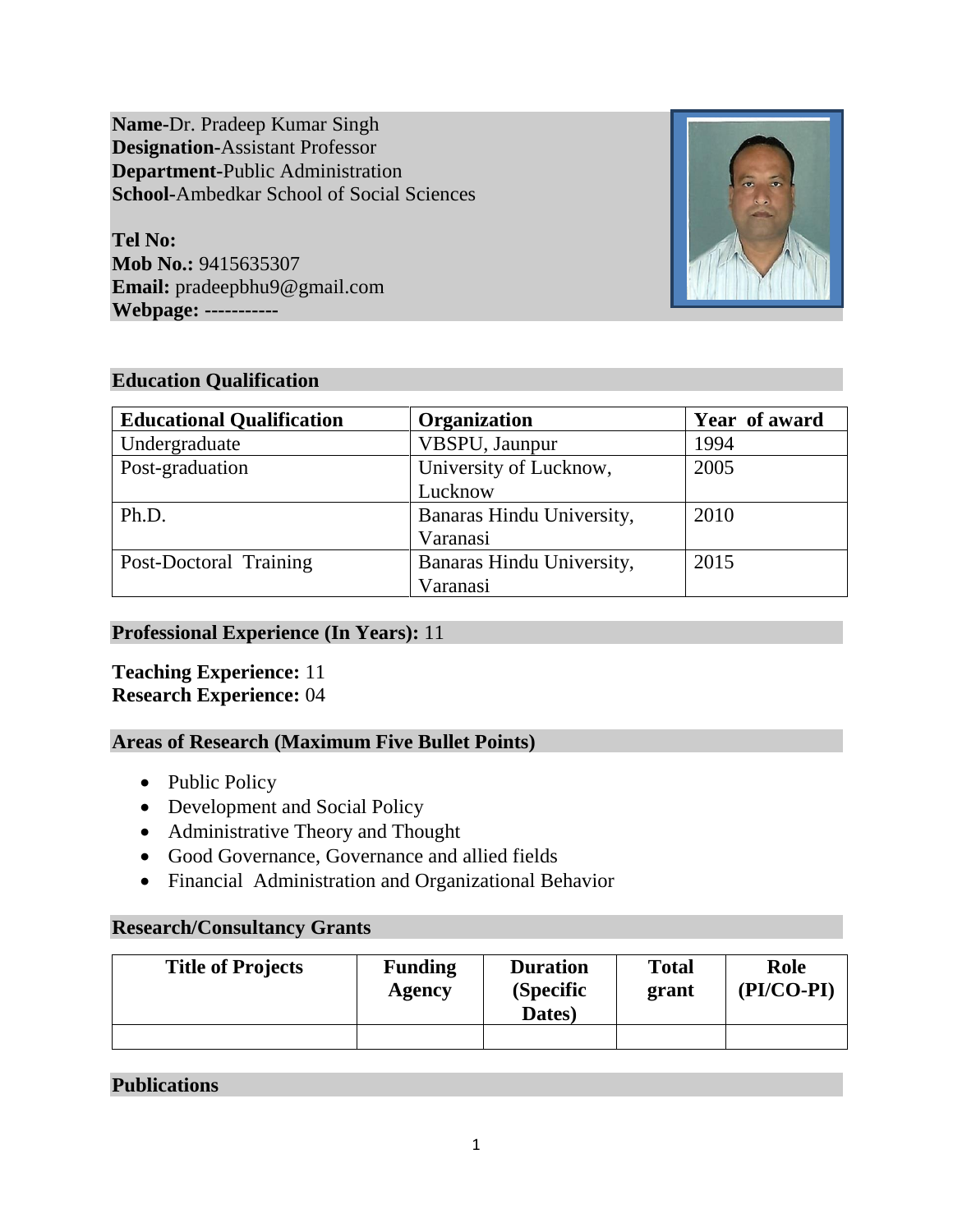**Name**-Dr. Pradeep Kumar Singh
**Designation**-Assistant Professor
**Department**-Public Administration
**School**-Ambedkar School of Social Sciences

**Tel No:**
**Mob No.:** 9415635307
**Email:** pradeepbhu9@gmail.com
**Webpage:** **-----------**

## Education Qualification

| Educational Qualification | Organization | Year of award |
|---|---|---|
| Undergraduate | VBSPU, Jaunpur | 1994 |
| Post-graduation | University of Lucknow, Lucknow | 2005 |
| Ph.D. | Banaras Hindu University, Varanasi | 2010 |
| Post-Doctoral Training | Banaras Hindu University, Varanasi | 2015 |

## Professional Experience (In Years): 11

**Teaching Experience:** 11
**Research Experience:** 04

## Areas of Research (Maximum Five Bullet Points)

- Public Policy
- Development and Social Policy
- Administrative Theory and Thought
- Good Governance, Governance and allied fields
- Financial Administration and Organizational Behavior

## Research/Consultancy Grants

| Title of Projects | Funding Agency | Duration (Specific Dates) | Total grant | Role (PI/CO-PI) |
|---|---|---|---|---|
| | | | | |

## Publications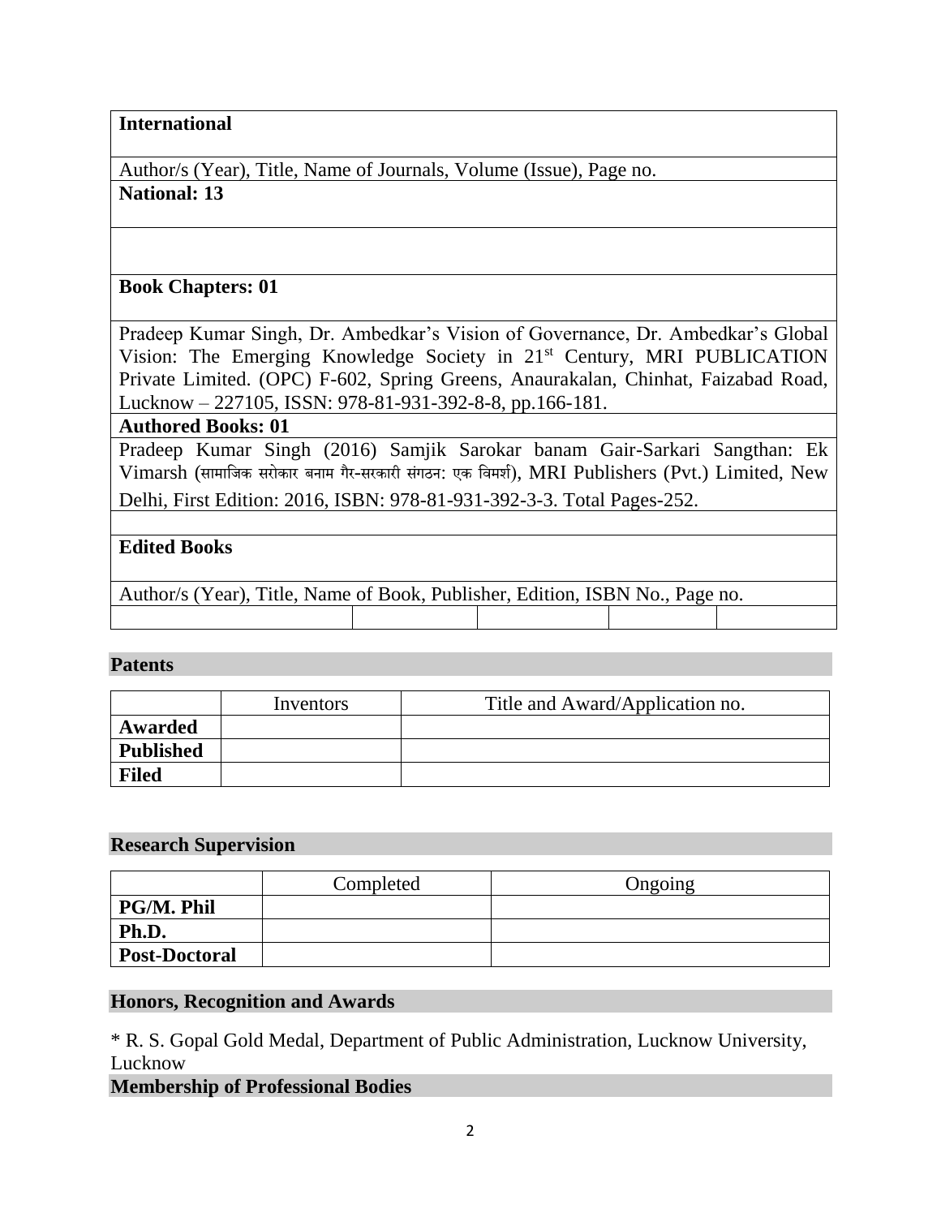**International**

Author/s (Year), Title, Name of Journals, Volume (Issue), Page no.

**National: 13**

**Book Chapters: 01**

Pradeep Kumar Singh, Dr. Ambedkar's Vision of Governance, Dr. Ambedkar's Global Vision: The Emerging Knowledge Society in 21st Century, MRI PUBLICATION Private Limited. (OPC) F-602, Spring Greens, Anaurakalan, Chinhat, Faizabad Road, Lucknow – 227105, ISSN: 978-81-931-392-8-8, pp.166-181.

**Authored Books: 01**

Pradeep Kumar Singh (2016) Samjik Sarokar banam Gair-Sarkari Sangthan: Ek Vimarsh (सामाजिक सरोकार बनाम गैर-सरकारी संगठन: एक विमर्श), MRI Publishers (Pvt.) Limited, New Delhi, First Edition: 2016, ISBN: 978-81-931-392-3-3. Total Pages-252.

**Edited Books**

Author/s (Year), Title, Name of Book, Publisher, Edition, ISBN No., Page no.

## Patents

| | Inventors | Title and Award/Application no. |
|---|---|---|
| **Awarded** | | |
| **Published** | | |
| **Filed** | | |

## Research Supervision

| | Completed | Ongoing |
|---|---|---|
| **PG/M. Phil** | | |
| **Ph.D.** | | |
| **Post-Doctoral** | | |

## Honors, Recognition and Awards

* R. S. Gopal Gold Medal, Department of Public Administration, Lucknow University, Lucknow

## Membership of Professional Bodies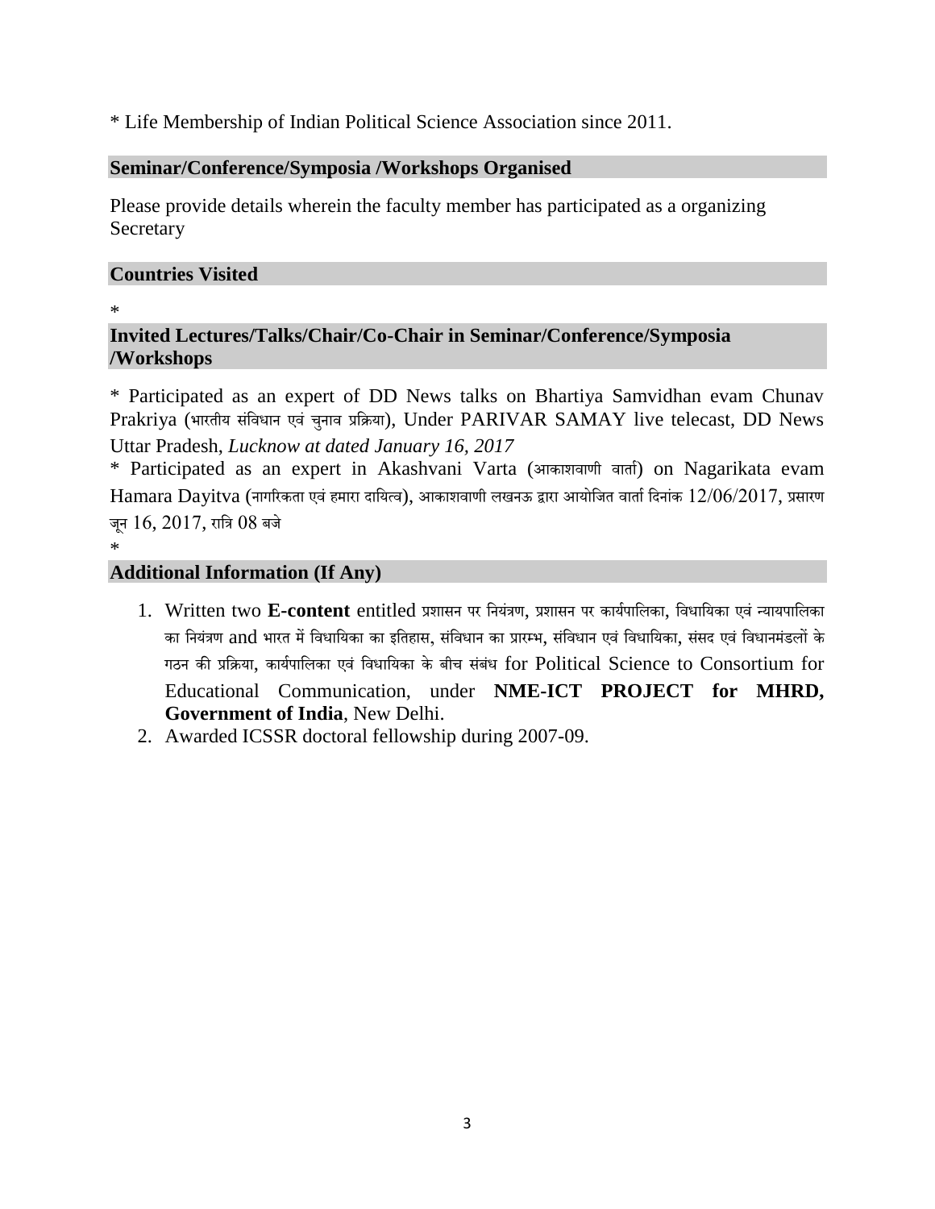* Life Membership of Indian Political Science Association since 2011.

## Seminar/Conference/Symposia /Workshops Organised

Please provide details wherein the faculty member has participated as a organizing Secretary

## Countries Visited

*

## Invited Lectures/Talks/Chair/Co-Chair in Seminar/Conference/Symposia /Workshops

* Participated as an expert of DD News talks on Bhartiya Samvidhan evam Chunav Prakriya (भारतीय संविधान एवं चुनाव प्रक्रिया), Under PARIVAR SAMAY live telecast, DD News Uttar Pradesh, *Lucknow at dated January 16, 2017*

* Participated as an expert in Akashvani Varta (आकाशवाणी वार्ता) on Nagarikata evam Hamara Dayitva (नागरिकता एवं हमारा दायित्व), आकाशवाणी लखनऊ द्वारा आयोजित वार्ता दिनांक 12/06/2017, प्रसारण जून 16, 2017, रात्रि 08 बजे

*

## Additional Information (If Any)

1. Written two **E-content** entitled प्रशासन पर नियंत्रण, प्रशासन पर कार्यपालिका, विधायिका एवं न्यायपालिका का नियंत्रण and भारत में विधायिका का इतिहास, संविधान का प्रारम्भ, संविधान एवं विधायिका, संसद एवं विधानमंडलों के गठन की प्रक्रिया, कार्यपालिका एवं विधायिका के बीच संबंध for Political Science to Consortium for Educational Communication, under **NME-ICT PROJECT for MHRD, Government of India**, New Delhi.
2. Awarded ICSSR doctoral fellowship during 2007-09.